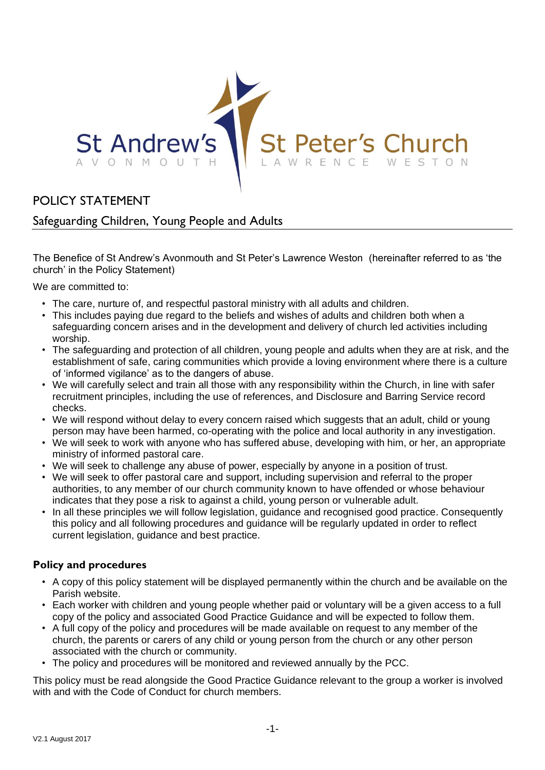St Andrew's AVONMOUTH St Peter's Church LAWRENCE WESTON

# POLICY STATEMENT

## Safeguarding Children, Young People and Adults

The Benefice of St Andrew's Avonmouth and St Peter's Lawrence Weston (hereinafter referred to as 'the church' in the Policy Statement)

We are committed to:

- The care, nurture of, and respectful pastoral ministry with all adults and children.
- This includes paying due regard to the beliefs and wishes of adults and children both when a safeguarding concern arises and in the development and delivery of church led activities including worship.
- The safeguarding and protection of all children, young people and adults when they are at risk, and the establishment of safe, caring communities which provide a loving environment where there is a culture of 'informed vigilance' as to the dangers of abuse.
- We will carefully select and train all those with any responsibility within the Church, in line with safer recruitment principles, including the use of references, and Disclosure and Barring Service record checks.
- We will respond without delay to every concern raised which suggests that an adult, child or young person may have been harmed, co-operating with the police and local authority in any investigation.
- We will seek to work with anyone who has suffered abuse, developing with him, or her, an appropriate ministry of informed pastoral care.
- We will seek to challenge any abuse of power, especially by anyone in a position of trust.
- We will seek to offer pastoral care and support, including supervision and referral to the proper authorities, to any member of our church community known to have offended or whose behaviour indicates that they pose a risk to against a child, young person or vulnerable adult.
- In all these principles we will follow legislation, guidance and recognised good practice. Consequently this policy and all following procedures and guidance will be regularly updated in order to reflect current legislation, guidance and best practice.

### Policy and procedures

- A copy of this policy statement will be displayed permanently within the church and be available on the Parish website.
- Each worker with children and young people whether paid or voluntary will be a given access to a full copy of the policy and associated Good Practice Guidance and will be expected to follow them.
- A full copy of the policy and procedures will be made available on request to any member of the church, the parents or carers of any child or young person from the church or any other person associated with the church or community.
- The policy and procedures will be monitored and reviewed annually by the PCC.

This policy must be read alongside the Good Practice Guidance relevant to the group a worker is involved with and with the Code of Conduct for church members.

V2.1 August 2017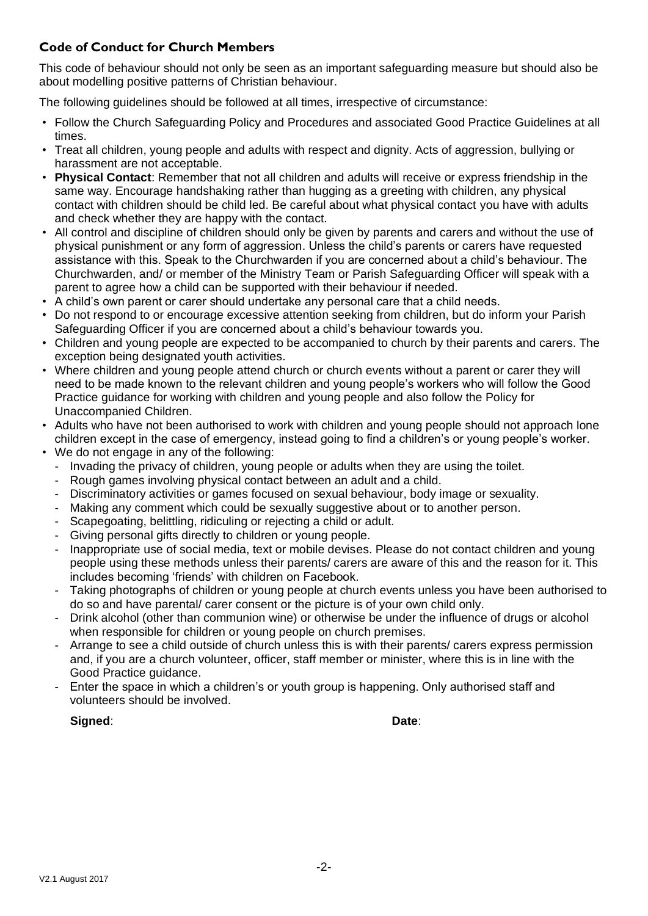### Code of Conduct for Church Members

This code of behaviour should not only be seen as an important safeguarding measure but should also be about modelling positive patterns of Christian behaviour.

The following guidelines should be followed at all times, irrespective of circumstance:

- Follow the Church Safeguarding Policy and Procedures and associated Good Practice Guidelines at all times.
- Treat all children, young people and adults with respect and dignity. Acts of aggression, bullying or harassment are not acceptable.
- **Physical Contact**: Remember that not all children and adults will receive or express friendship in the same way. Encourage handshaking rather than hugging as a greeting with children, any physical contact with children should be child led. Be careful about what physical contact you have with adults and check whether they are happy with the contact.
- All control and discipline of children should only be given by parents and carers and without the use of physical punishment or any form of aggression. Unless the child's parents or carers have requested assistance with this. Speak to the Churchwarden if you are concerned about a child's behaviour. The Churchwarden, and/ or member of the Ministry Team or Parish Safeguarding Officer will speak with a parent to agree how a child can be supported with their behaviour if needed.
- A child's own parent or carer should undertake any personal care that a child needs.
- Do not respond to or encourage excessive attention seeking from children, but do inform your Parish Safeguarding Officer if you are concerned about a child's behaviour towards you.
- Children and young people are expected to be accompanied to church by their parents and carers. The exception being designated youth activities.
- Where children and young people attend church or church events without a parent or carer they will need to be made known to the relevant children and young people's workers who will follow the Good Practice guidance for working with children and young people and also follow the Policy for Unaccompanied Children.
- Adults who have not been authorised to work with children and young people should not approach lone children except in the case of emergency, instead going to find a children's or young people's worker.
- We do not engage in any of the following:
  - Invading the privacy of children, young people or adults when they are using the toilet.
  - Rough games involving physical contact between an adult and a child.
  - Discriminatory activities or games focused on sexual behaviour, body image or sexuality.
  - Making any comment which could be sexually suggestive about or to another person.
  - Scapegoating, belittling, ridiculing or rejecting a child or adult.
  - Giving personal gifts directly to children or young people.
  - Inappropriate use of social media, text or mobile devises. Please do not contact children and young people using these methods unless their parents/ carers are aware of this and the reason for it. This includes becoming 'friends' with children on Facebook.
  - Taking photographs of children or young people at church events unless you have been authorised to do so and have parental/ carer consent or the picture is of your own child only.
  - Drink alcohol (other than communion wine) or otherwise be under the influence of drugs or alcohol when responsible for children or young people on church premises.
  - Arrange to see a child outside of church unless this is with their parents/ carers express permission and, if you are a church volunteer, officer, staff member or minister, where this is in line with the Good Practice guidance.
  - Enter the space in which a children's or youth group is happening. Only authorised staff and volunteers should be involved.

**Signed**: **Date**:

V2.1 August 2017